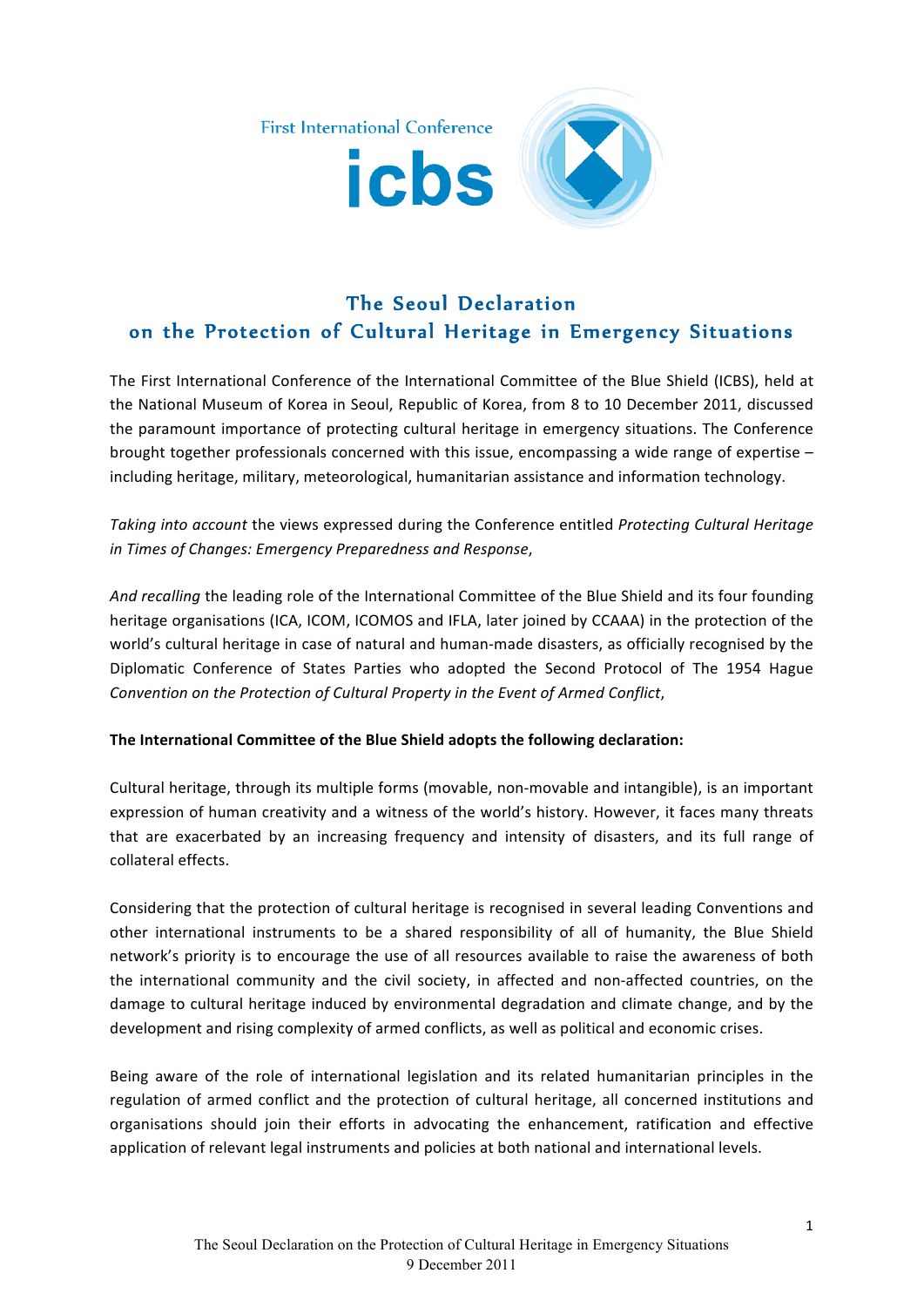First International Conference

icbs

# The Seoul Declaration on the Protection of Cultural Heritage in Emergency Situations

The First International Conference of the International Committee of the Blue Shield (ICBS), held at the National Museum of Korea in Seoul, Republic of Korea, from 8 to 10 December 2011, discussed the paramount importance of protecting cultural heritage in emergency situations. The Conference brought together professionals concerned with this issue, encompassing a wide range of expertise – including heritage, military, meteorological, humanitarian assistance and information technology.

*Taking into account* the views expressed during the Conference entitled *Protecting Cultural Heritage in Times of Changes: Emergency Preparedness and Response*,

*And recalling* the leading role of the International Committee of the Blue Shield and its four founding heritage organisations (ICA, ICOM, ICOMOS and IFLA, later joined by CCAAA) in the protection of the world's cultural heritage in case of natural and human-made disasters, as officially recognised by the Diplomatic Conference of States Parties who adopted the Second Protocol of The 1954 Hague *Convention on the Protection of Cultural Property in the Event of Armed Conflict*,

**The International Committee of the Blue Shield adopts the following declaration:**

Cultural heritage, through its multiple forms (movable, non-movable and intangible), is an important expression of human creativity and a witness of the world's history. However, it faces many threats that are exacerbated by an increasing frequency and intensity of disasters, and its full range of collateral effects.

Considering that the protection of cultural heritage is recognised in several leading Conventions and other international instruments to be a shared responsibility of all of humanity, the Blue Shield network's priority is to encourage the use of all resources available to raise the awareness of both the international community and the civil society, in affected and non-affected countries, on the damage to cultural heritage induced by environmental degradation and climate change, and by the development and rising complexity of armed conflicts, as well as political and economic crises.

Being aware of the role of international legislation and its related humanitarian principles in the regulation of armed conflict and the protection of cultural heritage, all concerned institutions and organisations should join their efforts in advocating the enhancement, ratification and effective application of relevant legal instruments and policies at both national and international levels.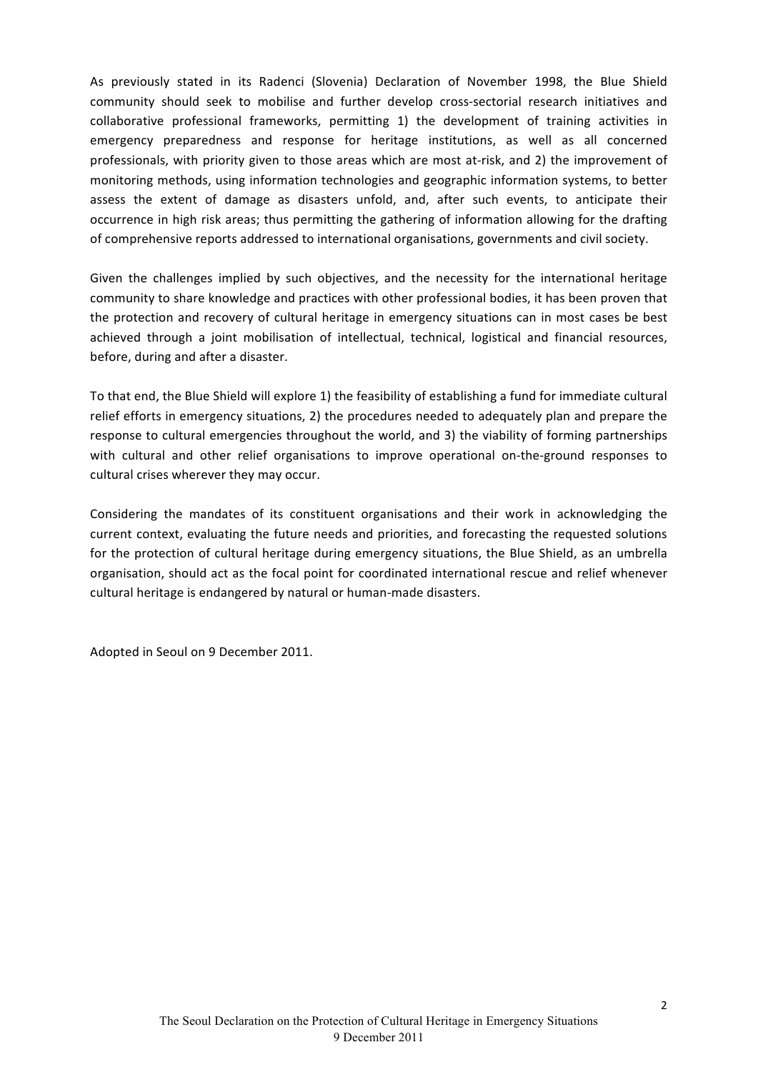As previously stated in its Radenci (Slovenia) Declaration of November 1998, the Blue Shield community should seek to mobilise and further develop cross-sectorial research initiatives and collaborative professional frameworks, permitting 1) the development of training activities in emergency preparedness and response for heritage institutions, as well as all concerned professionals, with priority given to those areas which are most at-risk, and 2) the improvement of monitoring methods, using information technologies and geographic information systems, to better assess the extent of damage as disasters unfold, and, after such events, to anticipate their occurrence in high risk areas; thus permitting the gathering of information allowing for the drafting of comprehensive reports addressed to international organisations, governments and civil society.

Given the challenges implied by such objectives, and the necessity for the international heritage community to share knowledge and practices with other professional bodies, it has been proven that the protection and recovery of cultural heritage in emergency situations can in most cases be best achieved through a joint mobilisation of intellectual, technical, logistical and financial resources, before, during and after a disaster.

To that end, the Blue Shield will explore 1) the feasibility of establishing a fund for immediate cultural relief efforts in emergency situations, 2) the procedures needed to adequately plan and prepare the response to cultural emergencies throughout the world, and 3) the viability of forming partnerships with cultural and other relief organisations to improve operational on-the-ground responses to cultural crises wherever they may occur.

Considering the mandates of its constituent organisations and their work in acknowledging the current context, evaluating the future needs and priorities, and forecasting the requested solutions for the protection of cultural heritage during emergency situations, the Blue Shield, as an umbrella organisation, should act as the focal point for coordinated international rescue and relief whenever cultural heritage is endangered by natural or human-made disasters.

Adopted in Seoul on 9 December 2011.